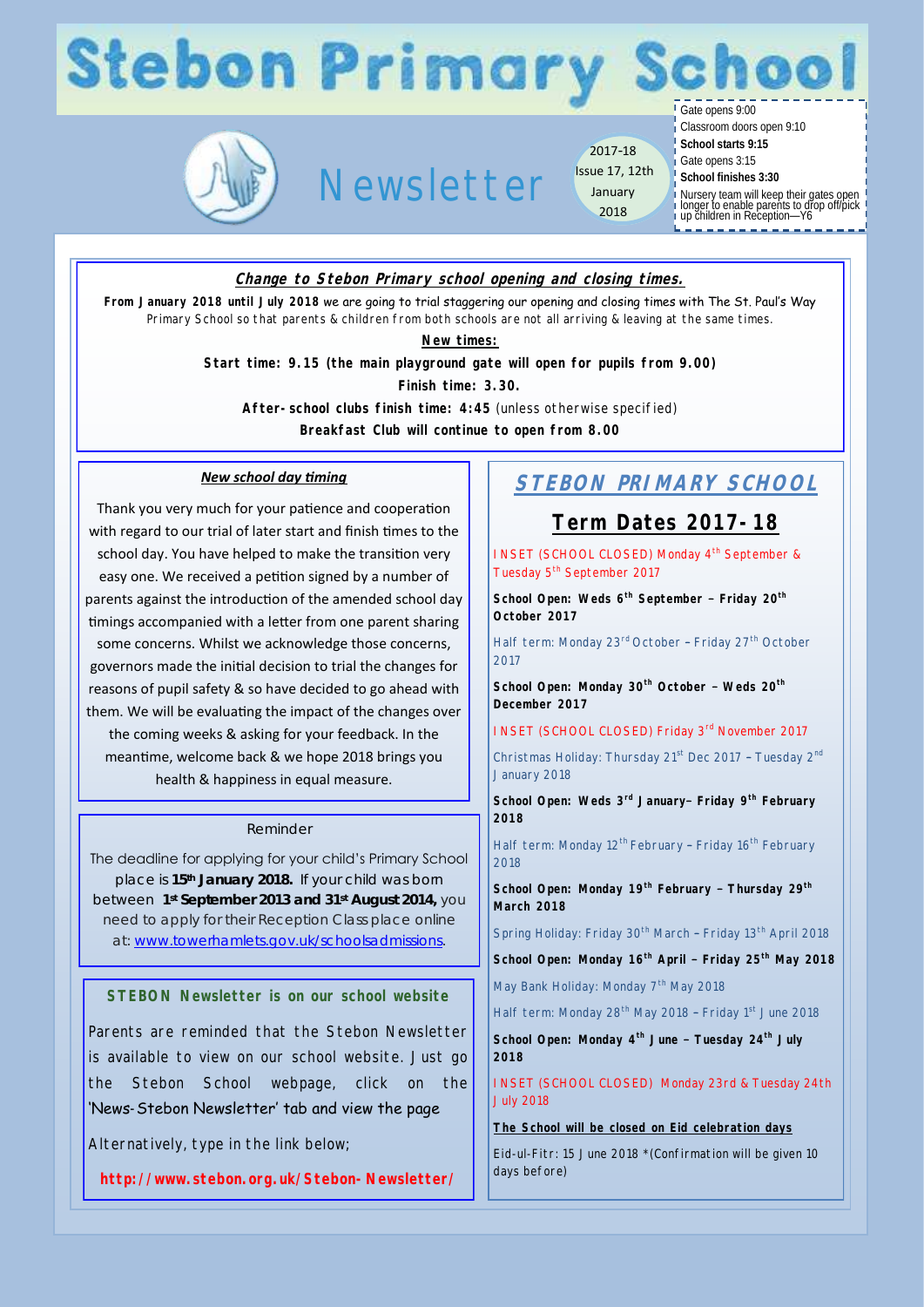# Stebon Primary School

## Newsletter

2017-18
Issue 17, 12th January 2018

Gate opens 9:00
Classroom doors open 9:10
**School starts 9:15**
Gate opens 3:15
**School finishes 3:30**
Nursery team will keep their gates open longer to enable parents to drop off/pick up children in Reception—Y6

### *Change to Stebon Primary school opening and closing times.*

**From January 2018 until July 2018** we are going to trial staggering our opening and closing times with The St. Paul's Way Primary School so that parents & children from both schools are not all arriving & leaving at the same times.

**New times:**

**Start time: 9.15 (the main playground gate will open for pupils from 9.00)**

**Finish time: 3.30.**

**After-school clubs finish time: 4:45** (unless otherwise specified)

**Breakfast Club will continue to open from 8.00**

### *New school day timing*

Thank you very much for your patience and cooperation with regard to our trial of later start and finish times to the school day. You have helped to make the transition very easy one. We received a petition signed by a number of parents against the introduction of the amended school day timings accompanied with a letter from one parent sharing some concerns. Whilst we acknowledge those concerns, governors made the initial decision to trial the changes for reasons of pupil safety & so have decided to go ahead with them. We will be evaluating the impact of the changes over the coming weeks & asking for your feedback. In the meantime, welcome back & we hope 2018 brings you health & happiness in equal measure.

### Reminder

The deadline for applying for your child's Primary School place is **15th January 2018.** If your child was born between **1st September 2013 and 31st August 2014,** you need to apply for their Reception Class place online at: www.towerhamlets.gov.uk/schoolsadmissions.

### STEBON Newsletter is on our school website

Parents are reminded that the Stebon Newsletter is available to view on our school website. Just go the Stebon School webpage, click on the 'News-Stebon Newsletter' tab and view the page

Alternatively, type in the link below;

**http://www.stebon.org.uk/Stebon-Newsletter/**

## STEBON PRIMARY SCHOOL

## Term Dates 2017-18

INSET (SCHOOL CLOSED) Monday 4th September & Tuesday 5th September 2017

**School Open: Weds 6th September – Friday 20th October 2017**

Half term: Monday 23rd October – Friday 27th October 2017

**School Open: Monday 30th October – Weds 20th December 2017**

INSET (SCHOOL CLOSED) Friday 3rd November 2017

Christmas Holiday: Thursday 21st Dec 2017 – Tuesday 2nd January 2018

**School Open: Weds 3rd January– Friday 9th February 2018**

Half term: Monday 12th February – Friday 16th February 2018

**School Open: Monday 19th February – Thursday 29th March 2018**

Spring Holiday: Friday 30th March – Friday 13th April 2018

**School Open: Monday 16th April – Friday 25th May 2018**

May Bank Holiday: Monday 7th May 2018

Half term: Monday 28th May 2018 – Friday 1st June 2018

**School Open: Monday 4th June – Tuesday 24th July 2018**

INSET (SCHOOL CLOSED) Monday 23rd & Tuesday 24th July 2018

**The School will be closed on Eid celebration days**

Eid-ul-Fitr: 15 June 2018 *(Confirmation will be given 10 days before)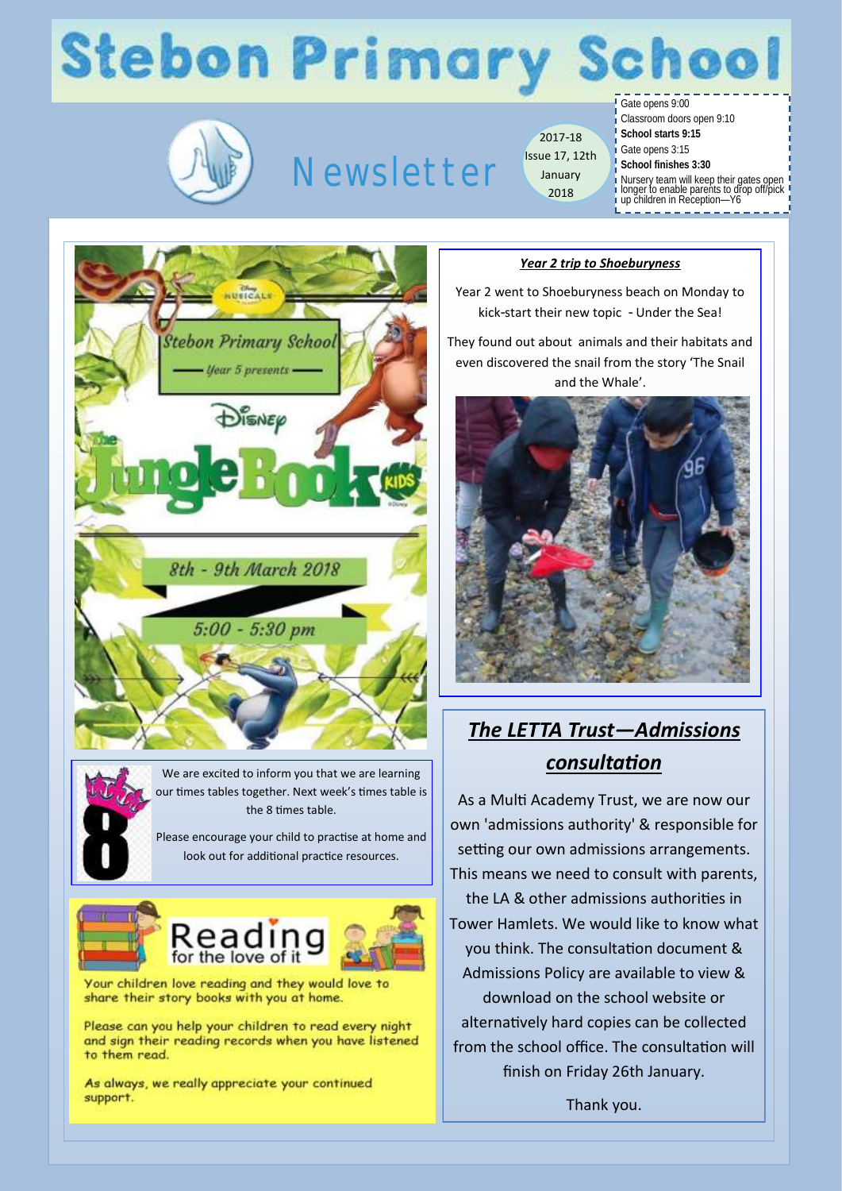# Stebon Primary School

## Newsletter

2017-18
Issue 17, 12th January 2018

Gate opens 9:00
Classroom doors open 9:10
**School starts 9:15**
Gate opens 3:15
**School finishes 3:30**
Nursery team will keep their gates open longer to enable parents to drop off/pick up children in Reception—Y6

Stebon Primary School
Year 5 presents
Disney
The Jungle Book KIDS
8th - 9th March 2018
5:00 - 5:30 pm

We are excited to inform you that we are learning our times tables together. Next week's times table is the 8 times table.

Please encourage your child to practise at home and look out for additional practice resources.

### Reading for the love of it

Your children love reading and they would love to share their story books with you at home.

Please can you help your children to read every night and sign their reading records when you have listened to them read.

As always, we really appreciate your continued support.

***Year 2 trip to Shoeburyness***

Year 2 went to Shoeburyness beach on Monday to kick-start their new topic - Under the Sea!

They found out about animals and their habitats and even discovered the snail from the story 'The Snail and the Whale'.

## ***The LETTA Trust—Admissions consultation***

As a Multi Academy Trust, we are now our own 'admissions authority' & responsible for setting our own admissions arrangements. This means we need to consult with parents, the LA & other admissions authorities in Tower Hamlets. We would like to know what you think. The consultation document & Admissions Policy are available to view & download on the school website or alternatively hard copies can be collected from the school office. The consultation will finish on Friday 26th January.

Thank you.